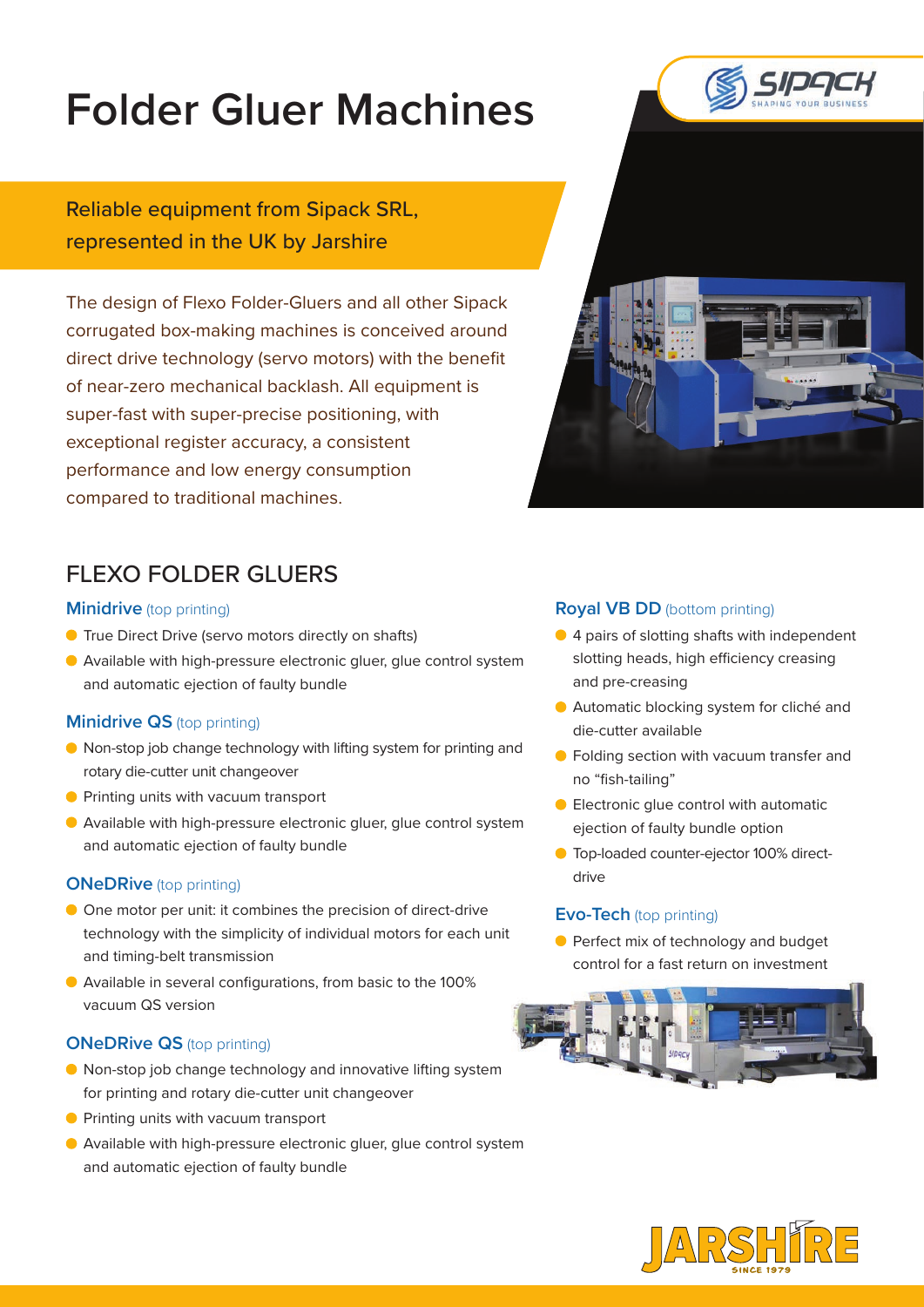# Folder Gluer Machines

Reliable equipment from Sipack SRL, represented in the UK by Jarshire

The design of Flexo Folder-Gluers and all other Sipack corrugated box-making machines is conceived around direct drive technology (servo motors) with the benefit of near-zero mechanical backlash. All equipment is super-fast with super-precise positioning, with exceptional register accuracy, a consistent performance and low energy consumption compared to traditional machines.

## FLEXO FOLDER GLUERS

### Minidrive (top printing)

- True Direct Drive (servo motors directly on shafts)
- Available with high-pressure electronic gluer, glue control system and automatic ejection of faulty bundle

### Minidrive QS (top printing)

- Non-stop job change technology with lifting system for printing and rotary die-cutter unit changeover
- Printing units with vacuum transport
- Available with high-pressure electronic gluer, glue control system and automatic ejection of faulty bundle

### ONeDRive (top printing)

- One motor per unit: it combines the precision of direct-drive technology with the simplicity of individual motors for each unit and timing-belt transmission
- Available in several configurations, from basic to the 100% vacuum QS version

### ONeDRive QS (top printing)

- Non-stop job change technology and innovative lifting system for printing and rotary die-cutter unit changeover
- Printing units with vacuum transport
- Available with high-pressure electronic gluer, glue control system and automatic ejection of faulty bundle

### Royal VB DD (bottom printing)

- 4 pairs of slotting shafts with independent slotting heads, high efficiency creasing and pre-creasing
- Automatic blocking system for cliché and die-cutter available
- Folding section with vacuum transfer and no "fish-tailing"
- Electronic glue control with automatic ejection of faulty bundle option
- Top-loaded counter-ejector 100% direct-drive

### Evo-Tech (top printing)

- Perfect mix of technology and budget control for a fast return on investment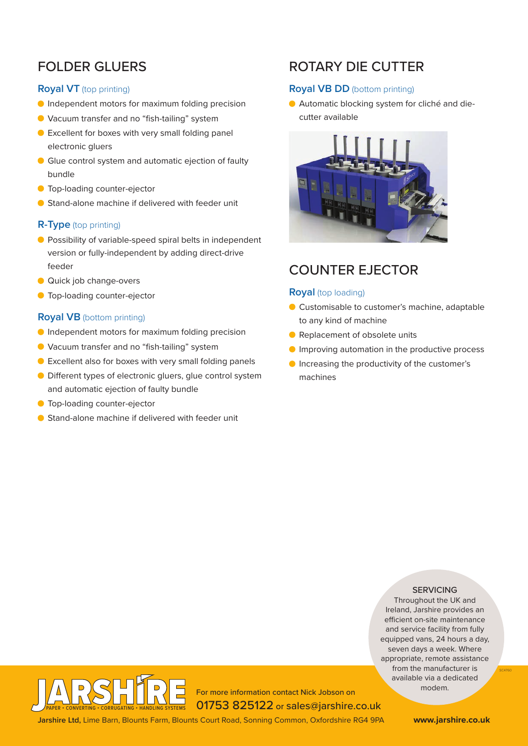## FOLDER GLUERS

### **Royal VT** (top printing)

- Independent motors for maximum folding precision
- Vacuum transfer and no “fish-tailing” system
- Excellent for boxes with very small folding panel electronic gluers
- Glue control system and automatic ejection of faulty bundle
- Top-loading counter-ejector
- Stand-alone machine if delivered with feeder unit

### **R-Type** (top printing)

- Possibility of variable-speed spiral belts in independent version or fully-independent by adding direct-drive feeder
- Quick job change-overs
- Top-loading counter-ejector

### **Royal VB** (bottom printing)

- Independent motors for maximum folding precision
- Vacuum transfer and no “fish-tailing” system
- Excellent also for boxes with very small folding panels
- Different types of electronic gluers, glue control system and automatic ejection of faulty bundle
- Top-loading counter-ejector
- Stand-alone machine if delivered with feeder unit

## ROTARY DIE CUTTER

### **Royal VB DD** (bottom printing)

- Automatic blocking system for cliché and die-cutter available

## COUNTER EJECTOR

### **Royal** (top loading)

- Customisable to customer’s machine, adaptable to any kind of machine
- Replacement of obsolete units
- Improving automation in the productive process
- Increasing the productivity of the customer’s machines

**SERVICING**

Throughout the UK and Ireland, Jarshire provides an efficient on-site maintenance and service facility from fully equipped vans, 24 hours a day, seven days a week. Where appropriate, remote assistance from the manufacturer is available via a dedicated modem.

JARSHIRE
PAPER • CONVERTING • CORRUGATING • HANDLING SYSTEMS

For more information contact Nick Jobson on
01753 825122 or sales@jarshire.co.uk

**Jarshire Ltd,** Lime Barn, Blounts Farm, Blounts Court Road, Sonning Common, Oxfordshire RG4 9PA

**www.jarshire.co.uk**

SC4760